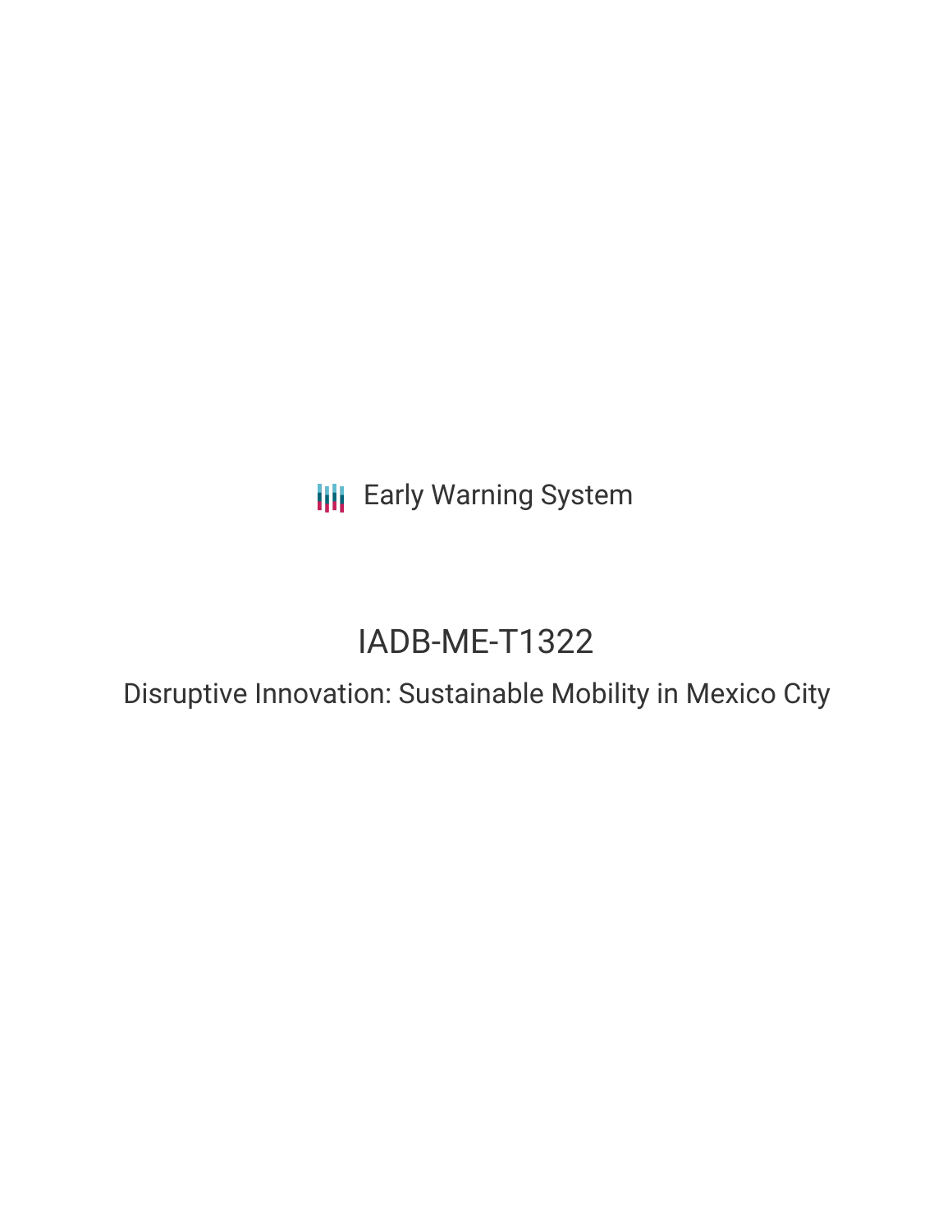Early Warning System

# IADB-ME-T1322

## Disruptive Innovation: Sustainable Mobility in Mexico City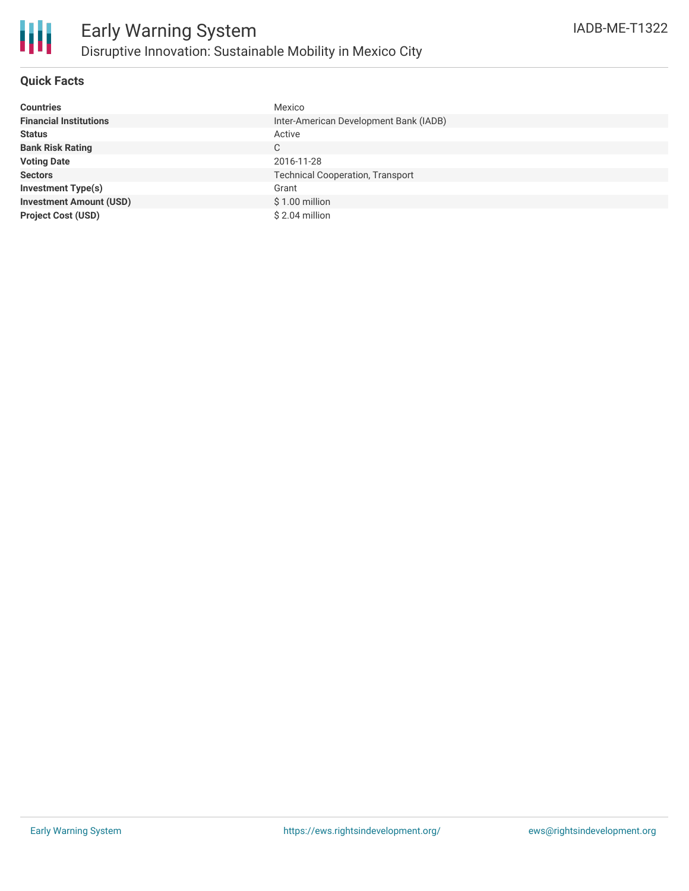# Early Warning System

## Disruptive Innovation: Sustainable Mobility in Mexico City

IADB-ME-T1322

### Quick Facts

| | |
|---|---|
| **Countries** | Mexico |
| **Financial Institutions** | Inter-American Development Bank (IADB) |
| **Status** | Active |
| **Bank Risk Rating** | C |
| **Voting Date** | 2016-11-28 |
| **Sectors** | Technical Cooperation, Transport |
| **Investment Type(s)** | Grant |
| **Investment Amount (USD)** | $ 1.00 million |
| **Project Cost (USD)** | $ 2.04 million |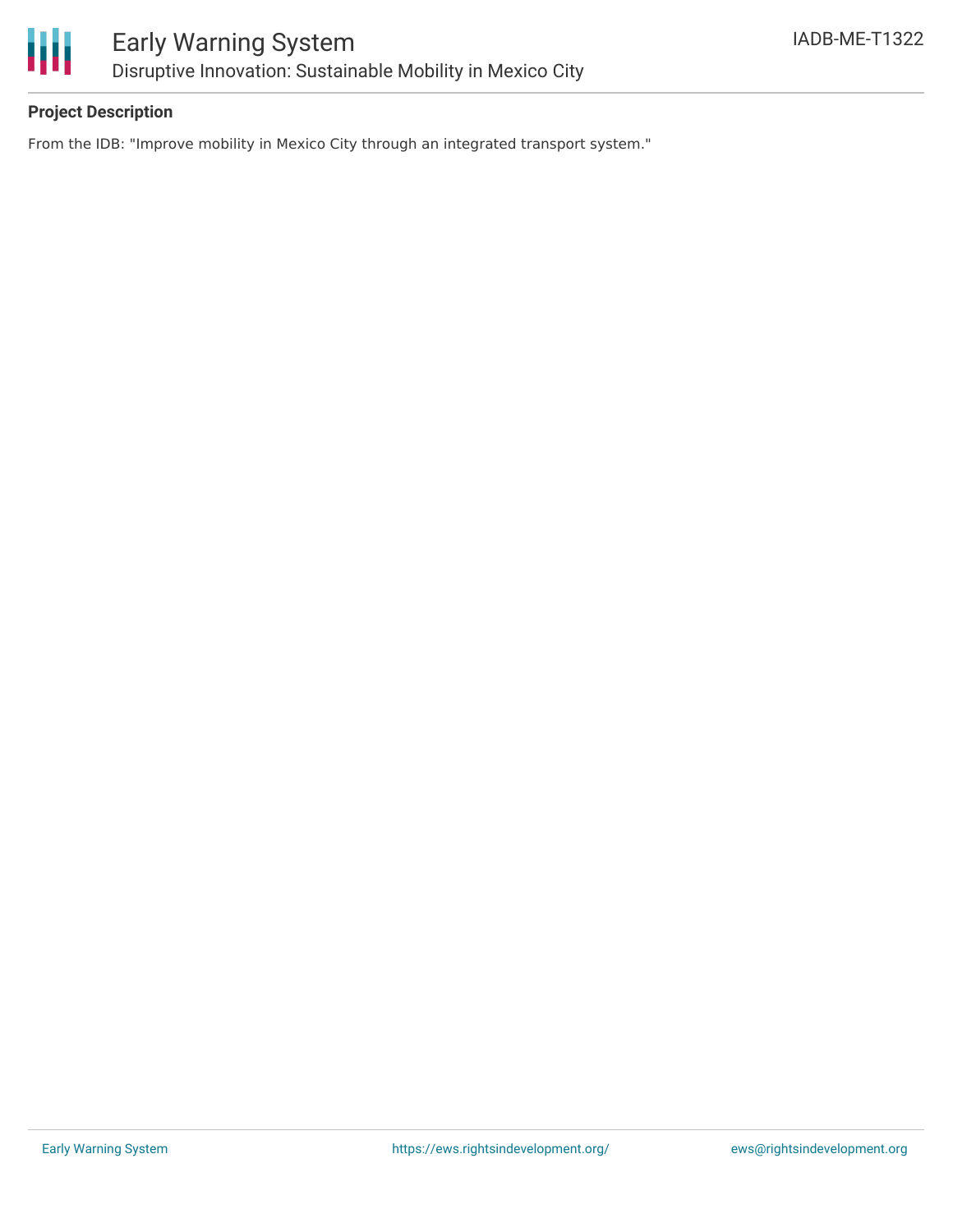**Project Description**

From the IDB: "Improve mobility in Mexico City through an integrated transport system."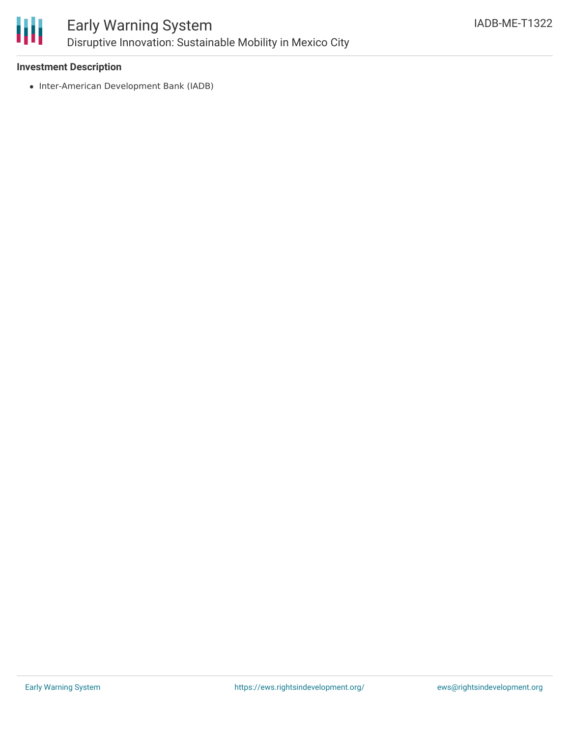**Investment Description**

- Inter-American Development Bank (IADB)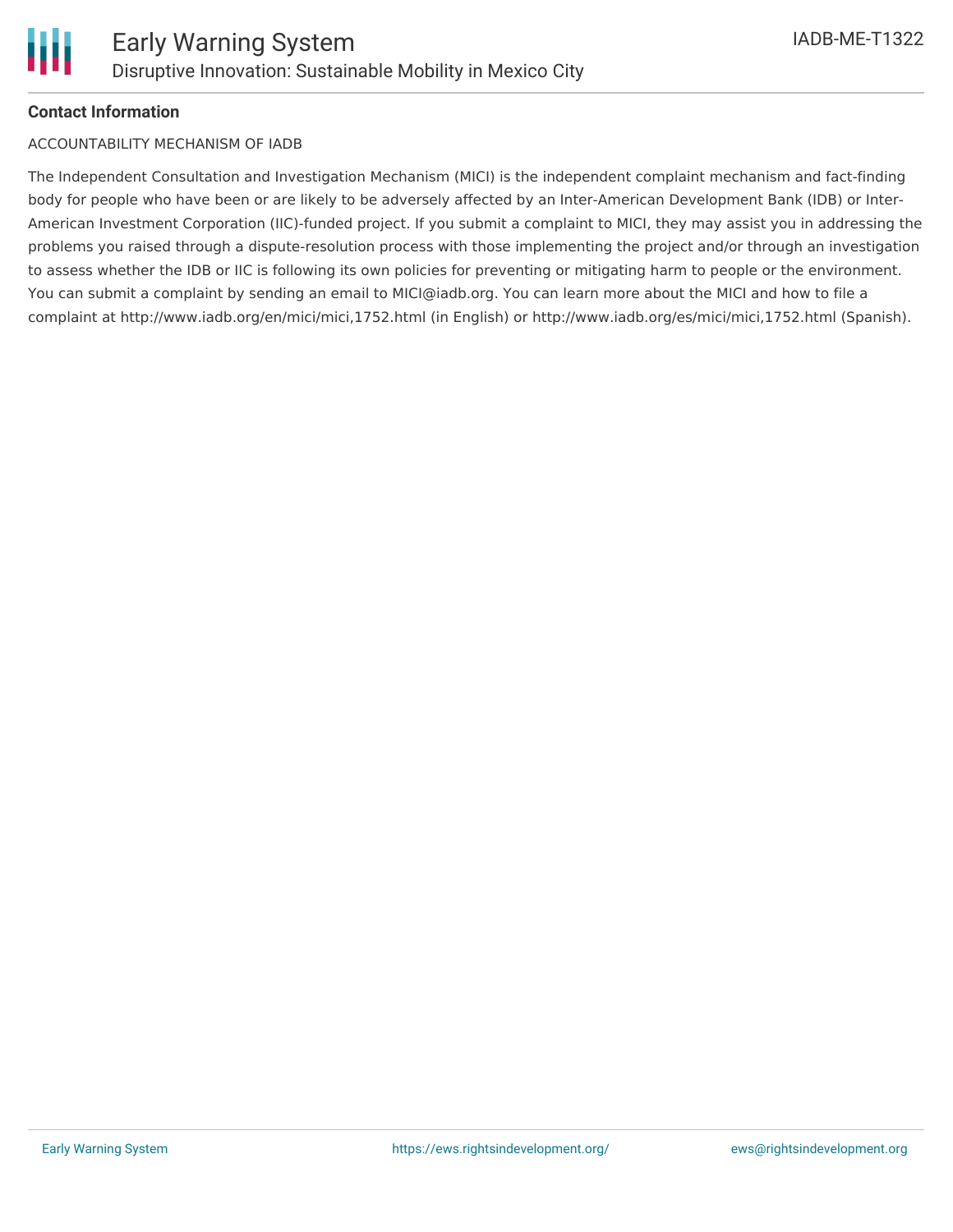**Contact Information**

ACCOUNTABILITY MECHANISM OF IADB

The Independent Consultation and Investigation Mechanism (MICI) is the independent complaint mechanism and fact-finding body for people who have been or are likely to be adversely affected by an Inter-American Development Bank (IDB) or Inter-American Investment Corporation (IIC)-funded project. If you submit a complaint to MICI, they may assist you in addressing the problems you raised through a dispute-resolution process with those implementing the project and/or through an investigation to assess whether the IDB or IIC is following its own policies for preventing or mitigating harm to people or the environment. You can submit a complaint by sending an email to MICI@iadb.org. You can learn more about the MICI and how to file a complaint at http://www.iadb.org/en/mici/mici,1752.html (in English) or http://www.iadb.org/es/mici/mici,1752.html (Spanish).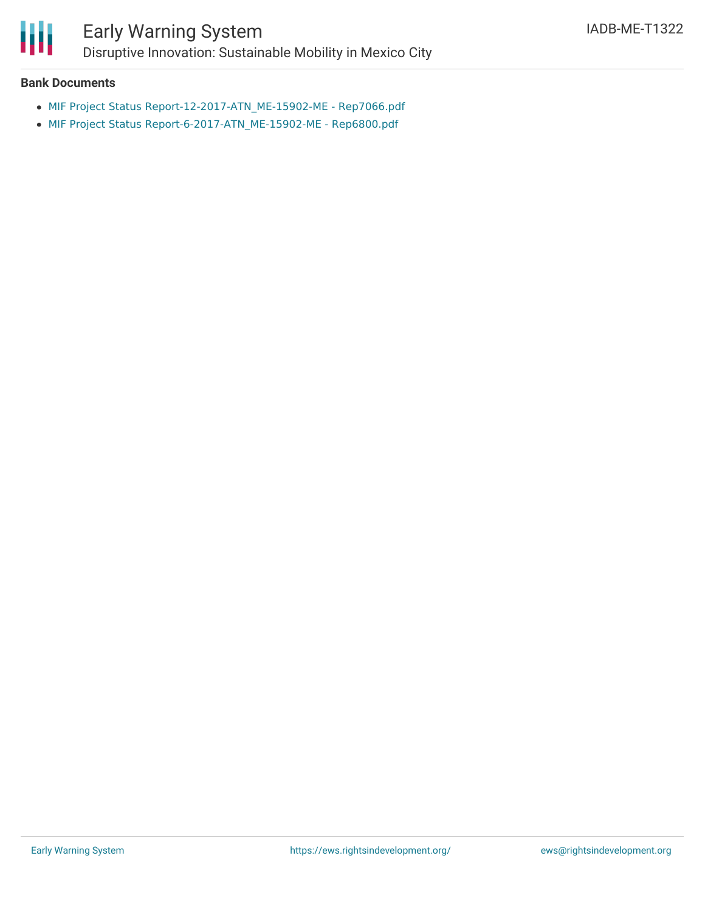**Bank Documents**

- MIF Project Status Report-12-2017-ATN_ME-15902-ME - Rep7066.pdf
- MIF Project Status Report-6-2017-ATN_ME-15902-ME - Rep6800.pdf